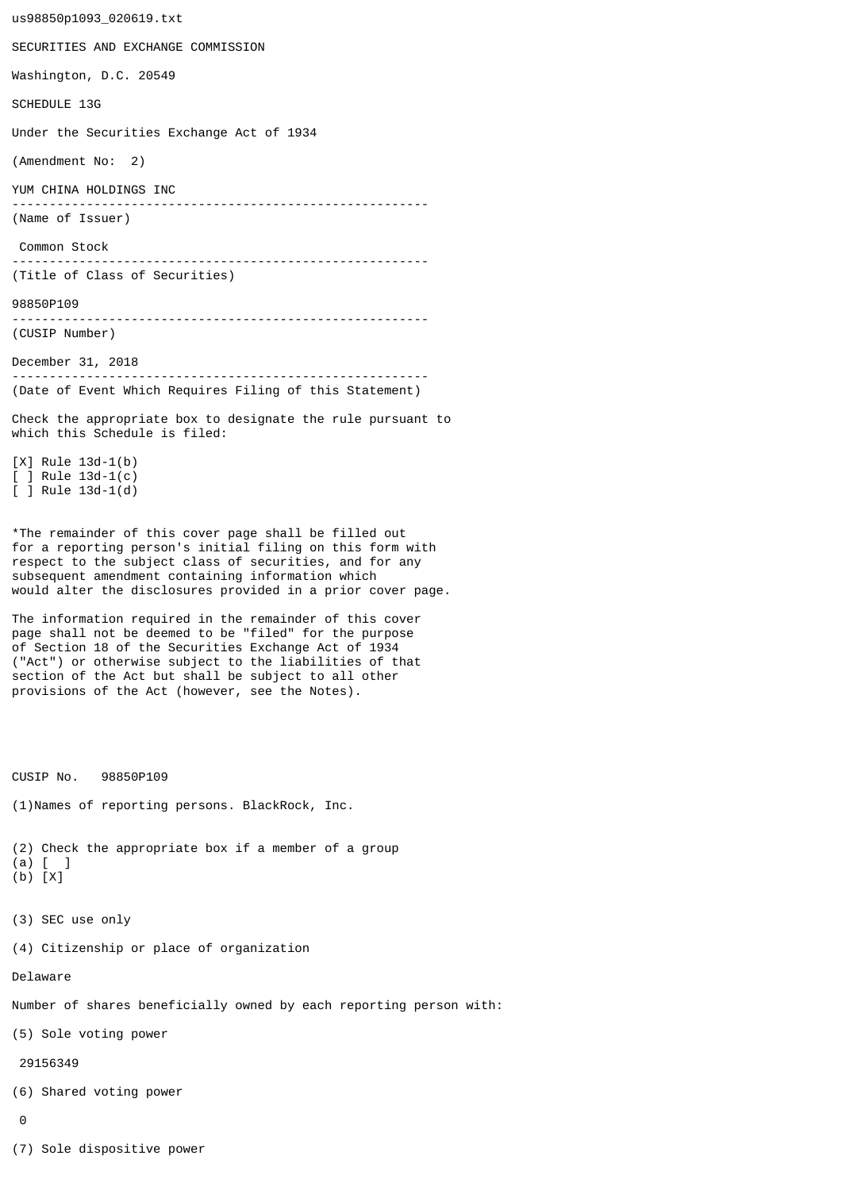us98850p1093_020619.txt

SECURITIES AND EXCHANGE COMMISSION

Washington, D.C. 20549

SCHEDULE 13G

Under the Securities Exchange Act of 1934

(Amendment No: 2)

YUM CHINA HOLDINGS INC

--------------------------------------------------------

(Name of Issuer)

Common Stock

--------------------------------------------------------

(Title of Class of Securities)

98850P109

--------------------------------------------------------

(CUSIP Number)

December 31, 2018

--------------------------------------------------------

(Date of Event Which Requires Filing of this Statement)

Check the appropriate box to designate the rule pursuant to which this Schedule is filed:

[X] Rule 13d-1(b)
[ ] Rule 13d-1(c)
[ ] Rule 13d-1(d)

*The remainder of this cover page shall be filled out for a reporting person's initial filing on this form with respect to the subject class of securities, and for any subsequent amendment containing information which would alter the disclosures provided in a prior cover page.

The information required in the remainder of this cover page shall not be deemed to be "filed" for the purpose of Section 18 of the Securities Exchange Act of 1934 ("Act") or otherwise subject to the liabilities of that section of the Act but shall be subject to all other provisions of the Act (however, see the Notes).

CUSIP No. 98850P109

(1)Names of reporting persons. BlackRock, Inc.

(2) Check the appropriate box if a member of a group
(a) [ ]
(b) [X]

(3) SEC use only

(4) Citizenship or place of organization

Delaware

Number of shares beneficially owned by each reporting person with:

(5) Sole voting power

29156349

(6) Shared voting power

0

(7) Sole dispositive power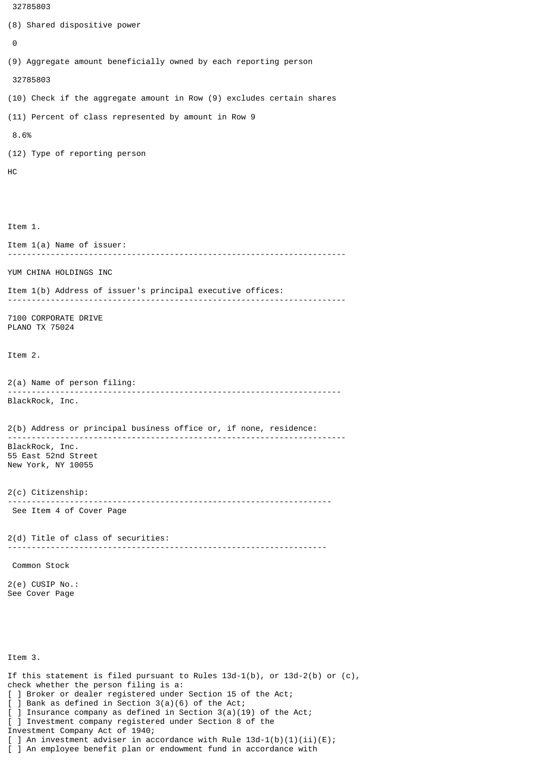32785803

(8) Shared dispositive power

0

(9) Aggregate amount beneficially owned by each reporting person

32785803

(10) Check if the aggregate amount in Row (9) excludes certain shares

(11) Percent of class represented by amount in Row 9

8.6%

(12) Type of reporting person

HC

Item 1.

Item 1(a) Name of issuer:

---

YUM CHINA HOLDINGS INC

Item 1(b) Address of issuer's principal executive offices:

---

7100 CORPORATE DRIVE
PLANO TX 75024

Item 2.

2(a) Name of person filing:

---

BlackRock, Inc.

2(b) Address or principal business office or, if none, residence:

---

BlackRock, Inc.
55 East 52nd Street
New York, NY 10055

2(c) Citizenship:

---

See Item 4 of Cover Page

2(d) Title of class of securities:

---

Common Stock

2(e) CUSIP No.:
See Cover Page

Item 3.

If this statement is filed pursuant to Rules 13d-1(b), or 13d-2(b) or (c), check whether the person filing is a:

[ ] Broker or dealer registered under Section 15 of the Act;
[ ] Bank as defined in Section 3(a)(6) of the Act;
[ ] Insurance company as defined in Section 3(a)(19) of the Act;
[ ] Investment company registered under Section 8 of the Investment Company Act of 1940;
[ ] An investment adviser in accordance with Rule 13d-1(b)(1)(ii)(E);
[ ] An employee benefit plan or endowment fund in accordance with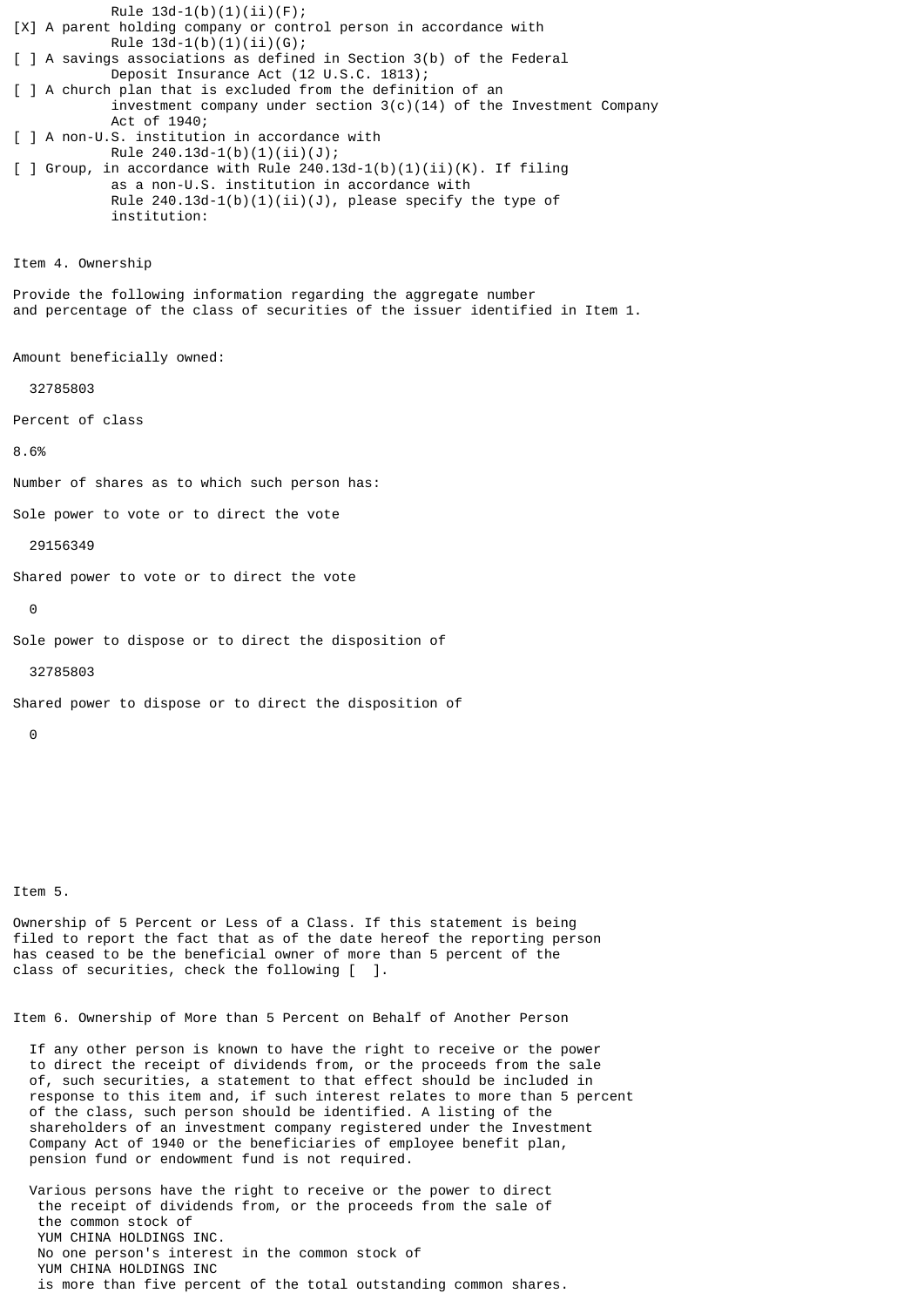Rule 13d-1(b)(1)(ii)(F);

[X] A parent holding company or control person in accordance with Rule 13d-1(b)(1)(ii)(G);

[ ] A savings associations as defined in Section 3(b) of the Federal Deposit Insurance Act (12 U.S.C. 1813);

[ ] A church plan that is excluded from the definition of an investment company under section 3(c)(14) of the Investment Company Act of 1940;

[ ] A non-U.S. institution in accordance with Rule 240.13d-1(b)(1)(ii)(J);

[ ] Group, in accordance with Rule 240.13d-1(b)(1)(ii)(K). If filing as a non-U.S. institution in accordance with Rule 240.13d-1(b)(1)(ii)(J), please specify the type of institution:

Item 4. Ownership

Provide the following information regarding the aggregate number and percentage of the class of securities of the issuer identified in Item 1.

Amount beneficially owned:

32785803

Percent of class

8.6%

Number of shares as to which such person has:

Sole power to vote or to direct the vote

29156349

Shared power to vote or to direct the vote

0

Sole power to dispose or to direct the disposition of

32785803

Shared power to dispose or to direct the disposition of

0

Item 5.

Ownership of 5 Percent or Less of a Class. If this statement is being filed to report the fact that as of the date hereof the reporting person has ceased to be the beneficial owner of more than 5 percent of the class of securities, check the following [ ].

Item 6. Ownership of More than 5 Percent on Behalf of Another Person

If any other person is known to have the right to receive or the power to direct the receipt of dividends from, or the proceeds from the sale of, such securities, a statement to that effect should be included in response to this item and, if such interest relates to more than 5 percent of the class, such person should be identified. A listing of the shareholders of an investment company registered under the Investment Company Act of 1940 or the beneficiaries of employee benefit plan, pension fund or endowment fund is not required.

Various persons have the right to receive or the power to direct the receipt of dividends from, or the proceeds from the sale of the common stock of YUM CHINA HOLDINGS INC. No one person's interest in the common stock of YUM CHINA HOLDINGS INC is more than five percent of the total outstanding common shares.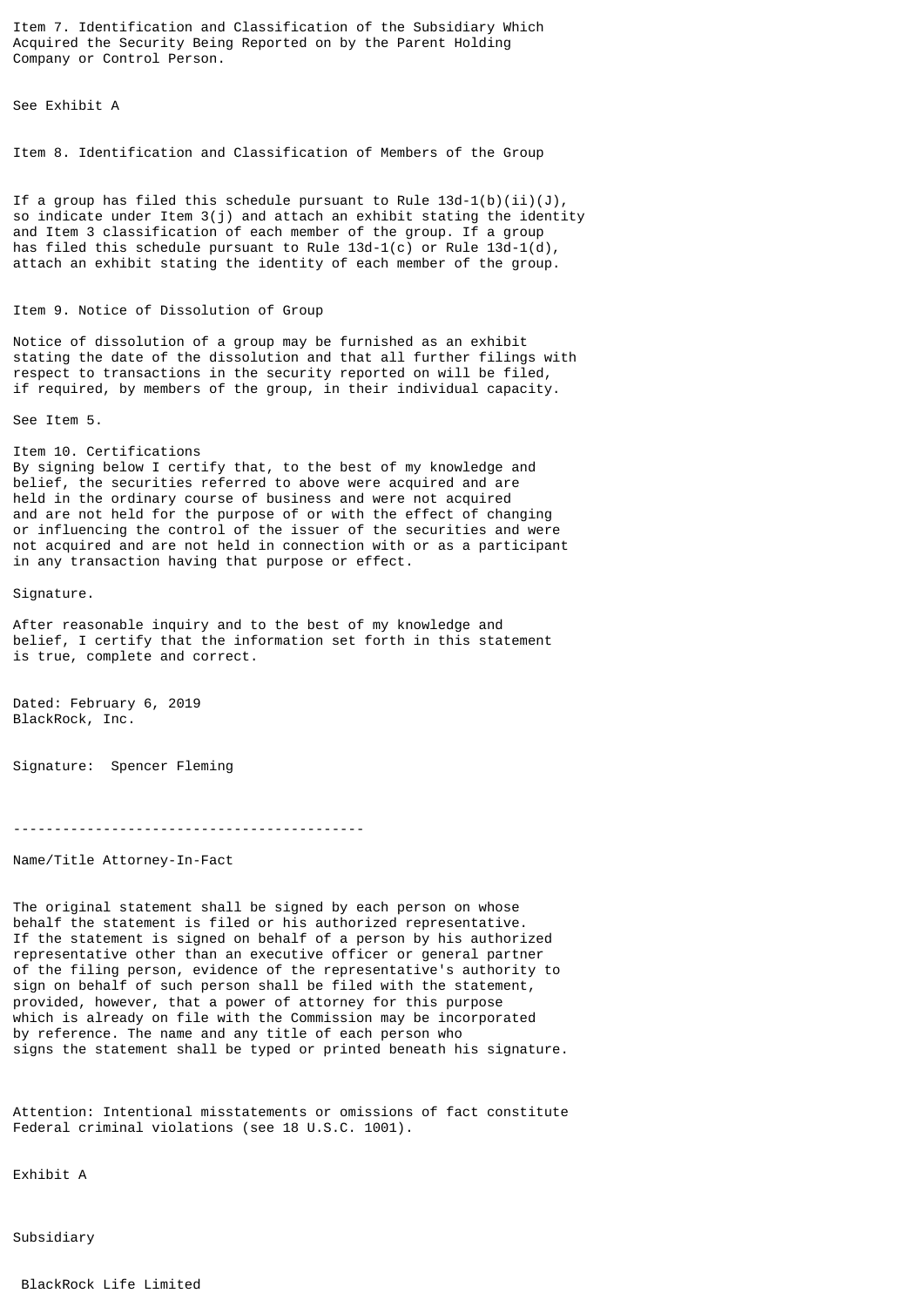Item 7. Identification and Classification of the Subsidiary Which Acquired the Security Being Reported on by the Parent Holding Company or Control Person.

See Exhibit A

Item 8. Identification and Classification of Members of the Group

If a group has filed this schedule pursuant to Rule 13d-1(b)(ii)(J), so indicate under Item 3(j) and attach an exhibit stating the identity and Item 3 classification of each member of the group. If a group has filed this schedule pursuant to Rule 13d-1(c) or Rule 13d-1(d), attach an exhibit stating the identity of each member of the group.

Item 9. Notice of Dissolution of Group

Notice of dissolution of a group may be furnished as an exhibit stating the date of the dissolution and that all further filings with respect to transactions in the security reported on will be filed, if required, by members of the group, in their individual capacity.

See Item 5.

Item 10. Certifications
By signing below I certify that, to the best of my knowledge and belief, the securities referred to above were acquired and are held in the ordinary course of business and were not acquired and are not held for the purpose of or with the effect of changing or influencing the control of the issuer of the securities and were not acquired and are not held in connection with or as a participant in any transaction having that purpose or effect.

Signature.

After reasonable inquiry and to the best of my knowledge and belief, I certify that the information set forth in this statement is true, complete and correct.

Dated: February 6, 2019
BlackRock, Inc.

Signature: Spencer Fleming

-------------------------------------------

Name/Title Attorney-In-Fact

The original statement shall be signed by each person on whose behalf the statement is filed or his authorized representative. If the statement is signed on behalf of a person by his authorized representative other than an executive officer or general partner of the filing person, evidence of the representative's authority to sign on behalf of such person shall be filed with the statement, provided, however, that a power of attorney for this purpose which is already on file with the Commission may be incorporated by reference. The name and any title of each person who signs the statement shall be typed or printed beneath his signature.

Attention: Intentional misstatements or omissions of fact constitute Federal criminal violations (see 18 U.S.C. 1001).

Exhibit A

Subsidiary

BlackRock Life Limited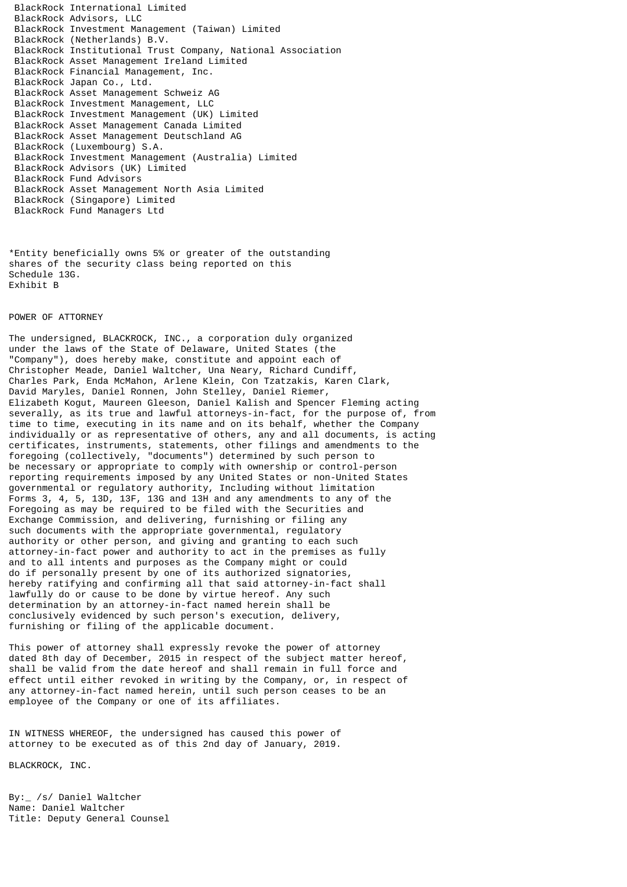BlackRock International Limited
BlackRock Advisors, LLC
BlackRock Investment Management (Taiwan) Limited
BlackRock (Netherlands) B.V.
BlackRock Institutional Trust Company, National Association
BlackRock Asset Management Ireland Limited
BlackRock Financial Management, Inc.
BlackRock Japan Co., Ltd.
BlackRock Asset Management Schweiz AG
BlackRock Investment Management, LLC
BlackRock Investment Management (UK) Limited
BlackRock Asset Management Canada Limited
BlackRock Asset Management Deutschland AG
BlackRock (Luxembourg) S.A.
BlackRock Investment Management (Australia) Limited
BlackRock Advisors (UK) Limited
BlackRock Fund Advisors
BlackRock Asset Management North Asia Limited
BlackRock (Singapore) Limited
BlackRock Fund Managers Ltd

*Entity beneficially owns 5% or greater of the outstanding shares of the security class being reported on this Schedule 13G.

Exhibit B

POWER OF ATTORNEY

The undersigned, BLACKROCK, INC., a corporation duly organized under the laws of the State of Delaware, United States (the "Company"), does hereby make, constitute and appoint each of Christopher Meade, Daniel Waltcher, Una Neary, Richard Cundiff, Charles Park, Enda McMahon, Arlene Klein, Con Tzatzakis, Karen Clark, David Maryles, Daniel Ronnen, John Stelley, Daniel Riemer, Elizabeth Kogut, Maureen Gleeson, Daniel Kalish and Spencer Fleming acting severally, as its true and lawful attorneys-in-fact, for the purpose of, from time to time, executing in its name and on its behalf, whether the Company individually or as representative of others, any and all documents, is acting certificates, instruments, statements, other filings and amendments to the foregoing (collectively, "documents") determined by such person to be necessary or appropriate to comply with ownership or control-person reporting requirements imposed by any United States or non-United States governmental or regulatory authority, Including without limitation Forms 3, 4, 5, 13D, 13F, 13G and 13H and any amendments to any of the Foregoing as may be required to be filed with the Securities and Exchange Commission, and delivering, furnishing or filing any such documents with the appropriate governmental, regulatory authority or other person, and giving and granting to each such attorney-in-fact power and authority to act in the premises as fully and to all intents and purposes as the Company might or could do if personally present by one of its authorized signatories, hereby ratifying and confirming all that said attorney-in-fact shall lawfully do or cause to be done by virtue hereof. Any such determination by an attorney-in-fact named herein shall be conclusively evidenced by such person's execution, delivery, furnishing or filing of the applicable document.

This power of attorney shall expressly revoke the power of attorney dated 8th day of December, 2015 in respect of the subject matter hereof, shall be valid from the date hereof and shall remain in full force and effect until either revoked in writing by the Company, or, in respect of any attorney-in-fact named herein, until such person ceases to be an employee of the Company or one of its affiliates.

IN WITNESS WHEREOF, the undersigned has caused this power of attorney to be executed as of this 2nd day of January, 2019.

BLACKROCK, INC.

By:_ /s/ Daniel Waltcher
Name: Daniel Waltcher
Title: Deputy General Counsel